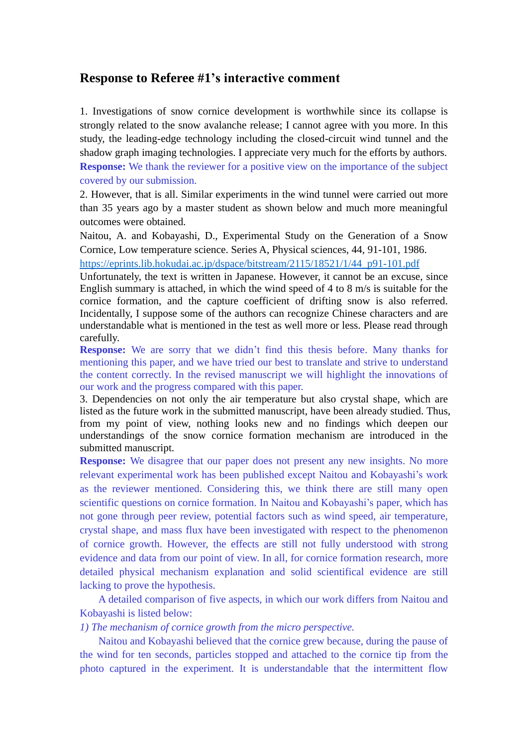# Response to Referee #1's interactive comment

1. Investigations of snow cornice development is worthwhile since its collapse is strongly related to the snow avalanche release; I cannot agree with you more. In this study, the leading-edge technology including the closed-circuit wind tunnel and the shadow graph imaging technologies. I appreciate very much for the efforts by authors.

**Response:** We thank the reviewer for a positive view on the importance of the subject covered by our submission.

2. However, that is all. Similar experiments in the wind tunnel were carried out more than 35 years ago by a master student as shown below and much more meaningful outcomes were obtained.

Naitou, A. and Kobayashi, D., Experimental Study on the Generation of a Snow Cornice, Low temperature science. Series A, Physical sciences, 44, 91-101, 1986.
https://eprints.lib.hokudai.ac.jp/dspace/bitstream/2115/18521/1/44_p91-101.pdf

Unfortunately, the text is written in Japanese. However, it cannot be an excuse, since English summary is attached, in which the wind speed of 4 to 8 m/s is suitable for the cornice formation, and the capture coefficient of drifting snow is also referred. Incidentally, I suppose some of the authors can recognize Chinese characters and are understandable what is mentioned in the test as well more or less. Please read through carefully.

**Response:** We are sorry that we didn't find this thesis before. Many thanks for mentioning this paper, and we have tried our best to translate and strive to understand the content correctly. In the revised manuscript we will highlight the innovations of our work and the progress compared with this paper.

3. Dependencies on not only the air temperature but also crystal shape, which are listed as the future work in the submitted manuscript, have been already studied. Thus, from my point of view, nothing looks new and no findings which deepen our understandings of the snow cornice formation mechanism are introduced in the submitted manuscript.

**Response:** We disagree that our paper does not present any new insights. No more relevant experimental work has been published except Naitou and Kobayashi's work as the reviewer mentioned. Considering this, we think there are still many open scientific questions on cornice formation. In Naitou and Kobayashi's paper, which has not gone through peer review, potential factors such as wind speed, air temperature, crystal shape, and mass flux have been investigated with respect to the phenomenon of cornice growth. However, the effects are still not fully understood with strong evidence and data from our point of view. In all, for cornice formation research, more detailed physical mechanism explanation and solid scientifical evidence are still lacking to prove the hypothesis.

A detailed comparison of five aspects, in which our work differs from Naitou and Kobayashi is listed below:

*1) The mechanism of cornice growth from the micro perspective.*

Naitou and Kobayashi believed that the cornice grew because, during the pause of the wind for ten seconds, particles stopped and attached to the cornice tip from the photo captured in the experiment. It is understandable that the intermittent flow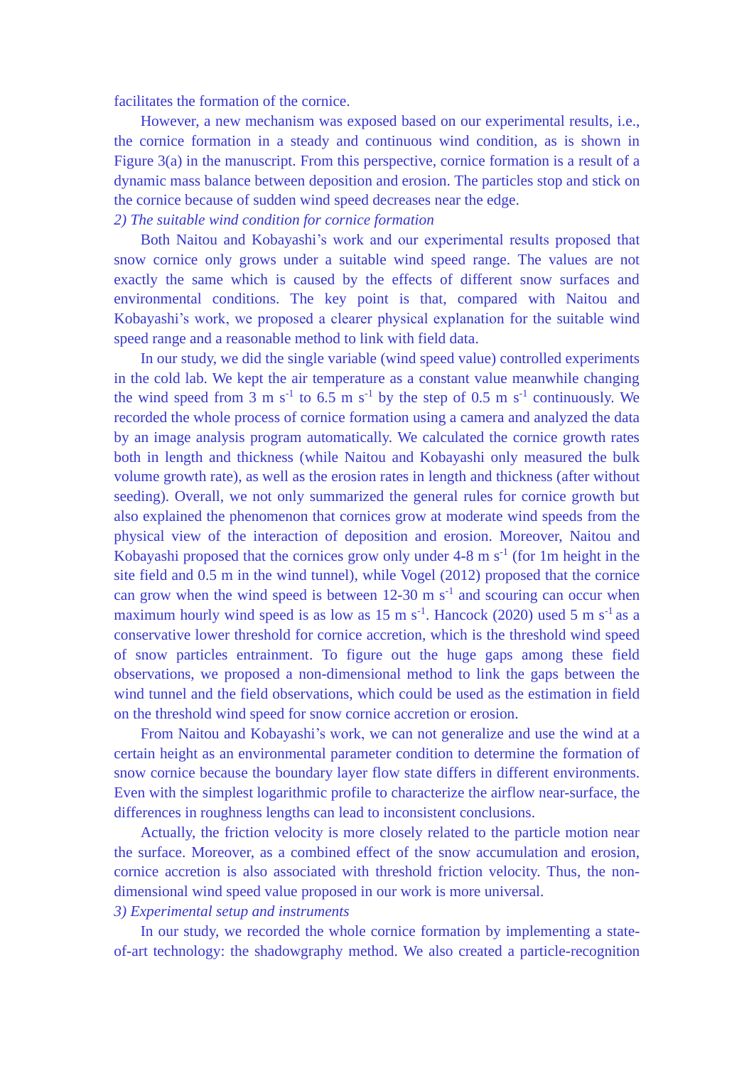facilitates the formation of the cornice.

However, a new mechanism was exposed based on our experimental results, i.e., the cornice formation in a steady and continuous wind condition, as is shown in Figure 3(a) in the manuscript. From this perspective, cornice formation is a result of a dynamic mass balance between deposition and erosion. The particles stop and stick on the cornice because of sudden wind speed decreases near the edge.

*2) The suitable wind condition for cornice formation*

Both Naitou and Kobayashi's work and our experimental results proposed that snow cornice only grows under a suitable wind speed range. The values are not exactly the same which is caused by the effects of different snow surfaces and environmental conditions. The key point is that, compared with Naitou and Kobayashi's work, we proposed a clearer physical explanation for the suitable wind speed range and a reasonable method to link with field data.

In our study, we did the single variable (wind speed value) controlled experiments in the cold lab. We kept the air temperature as a constant value meanwhile changing the wind speed from 3 m $s^{-1}$ to 6.5 m $s^{-1}$ by the step of 0.5 m $s^{-1}$ continuously. We recorded the whole process of cornice formation using a camera and analyzed the data by an image analysis program automatically. We calculated the cornice growth rates both in length and thickness (while Naitou and Kobayashi only measured the bulk volume growth rate), as well as the erosion rates in length and thickness (after without seeding). Overall, we not only summarized the general rules for cornice growth but also explained the phenomenon that cornices grow at moderate wind speeds from the physical view of the interaction of deposition and erosion. Moreover, Naitou and Kobayashi proposed that the cornices grow only under 4-8 m $s^{-1}$ (for 1m height in the site field and 0.5 m in the wind tunnel), while Vogel (2012) proposed that the cornice can grow when the wind speed is between 12-30 m $s^{-1}$ and scouring can occur when maximum hourly wind speed is as low as 15 m $s^{-1}$. Hancock (2020) used 5 m $s^{-1}$ as a conservative lower threshold for cornice accretion, which is the threshold wind speed of snow particles entrainment. To figure out the huge gaps among these field observations, we proposed a non-dimensional method to link the gaps between the wind tunnel and the field observations, which could be used as the estimation in field on the threshold wind speed for snow cornice accretion or erosion.

From Naitou and Kobayashi's work, we can not generalize and use the wind at a certain height as an environmental parameter condition to determine the formation of snow cornice because the boundary layer flow state differs in different environments. Even with the simplest logarithmic profile to characterize the airflow near-surface, the differences in roughness lengths can lead to inconsistent conclusions.

Actually, the friction velocity is more closely related to the particle motion near the surface. Moreover, as a combined effect of the snow accumulation and erosion, cornice accretion is also associated with threshold friction velocity. Thus, the non-dimensional wind speed value proposed in our work is more universal.

*3) Experimental setup and instruments*

In our study, we recorded the whole cornice formation by implementing a state-of-art technology: the shadowgraphy method. We also created a particle-recognition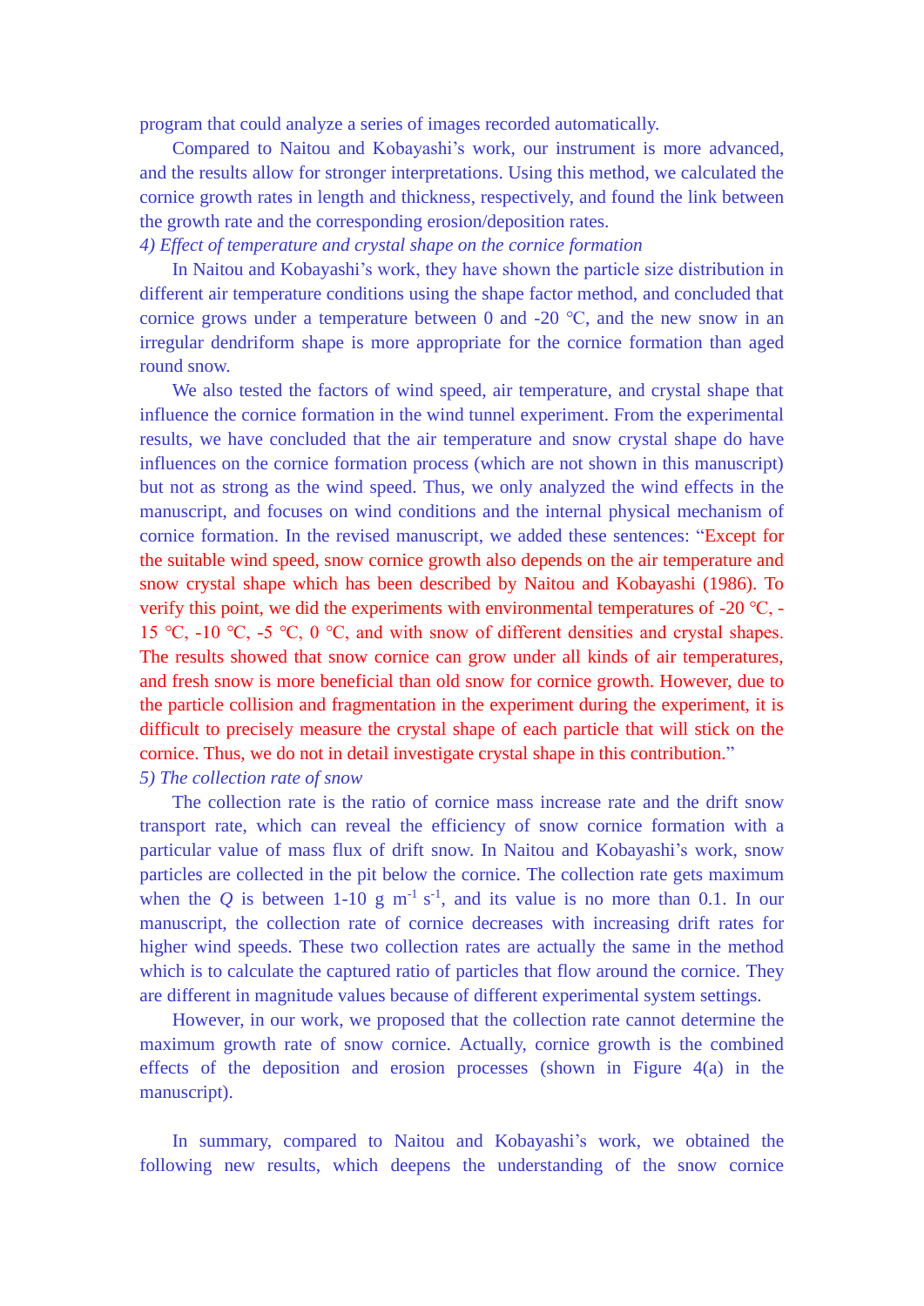program that could analyze a series of images recorded automatically.

Compared to Naitou and Kobayashi's work, our instrument is more advanced, and the results allow for stronger interpretations. Using this method, we calculated the cornice growth rates in length and thickness, respectively, and found the link between the growth rate and the corresponding erosion/deposition rates.

*4) Effect of temperature and crystal shape on the cornice formation*

In Naitou and Kobayashi's work, they have shown the particle size distribution in different air temperature conditions using the shape factor method, and concluded that cornice grows under a temperature between 0 and -20 ℃, and the new snow in an irregular dendriform shape is more appropriate for the cornice formation than aged round snow.

We also tested the factors of wind speed, air temperature, and crystal shape that influence the cornice formation in the wind tunnel experiment. From the experimental results, we have concluded that the air temperature and snow crystal shape do have influences on the cornice formation process (which are not shown in this manuscript) but not as strong as the wind speed. Thus, we only analyzed the wind effects in the manuscript, and focuses on wind conditions and the internal physical mechanism of cornice formation. In the revised manuscript, we added these sentences: "Except for the suitable wind speed, snow cornice growth also depends on the air temperature and snow crystal shape which has been described by Naitou and Kobayashi (1986). To verify this point, we did the experiments with environmental temperatures of -20 ℃, -15 ℃, -10 ℃, -5 ℃, 0 ℃, and with snow of different densities and crystal shapes. The results showed that snow cornice can grow under all kinds of air temperatures, and fresh snow is more beneficial than old snow for cornice growth. However, due to the particle collision and fragmentation in the experiment during the experiment, it is difficult to precisely measure the crystal shape of each particle that will stick on the cornice. Thus, we do not in detail investigate crystal shape in this contribution."

*5) The collection rate of snow*

The collection rate is the ratio of cornice mass increase rate and the drift snow transport rate, which can reveal the efficiency of snow cornice formation with a particular value of mass flux of drift snow. In Naitou and Kobayashi's work, snow particles are collected in the pit below the cornice. The collection rate gets maximum when the $Q$ is between 1-10 g $m^{-1}$ $s^{-1}$, and its value is no more than 0.1. In our manuscript, the collection rate of cornice decreases with increasing drift rates for higher wind speeds. These two collection rates are actually the same in the method which is to calculate the captured ratio of particles that flow around the cornice. They are different in magnitude values because of different experimental system settings.

However, in our work, we proposed that the collection rate cannot determine the maximum growth rate of snow cornice. Actually, cornice growth is the combined effects of the deposition and erosion processes (shown in Figure 4(a) in the manuscript).

In summary, compared to Naitou and Kobayashi's work, we obtained the following new results, which deepens the understanding of the snow cornice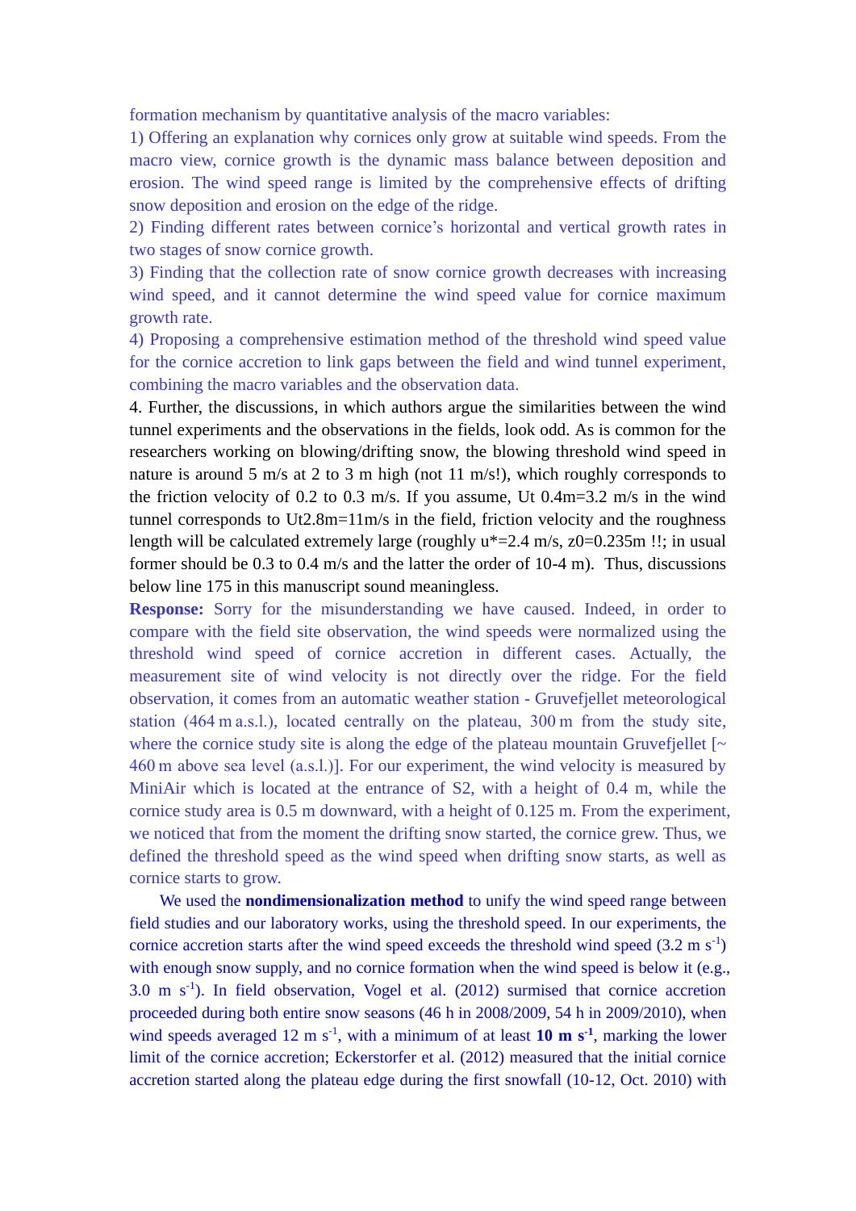formation mechanism by quantitative analysis of the macro variables:

1) Offering an explanation why cornices only grow at suitable wind speeds. From the macro view, cornice growth is the dynamic mass balance between deposition and erosion. The wind speed range is limited by the comprehensive effects of drifting snow deposition and erosion on the edge of the ridge.

2) Finding different rates between cornice's horizontal and vertical growth rates in two stages of snow cornice growth.

3) Finding that the collection rate of snow cornice growth decreases with increasing wind speed, and it cannot determine the wind speed value for cornice maximum growth rate.

4) Proposing a comprehensive estimation method of the threshold wind speed value for the cornice accretion to link gaps between the field and wind tunnel experiment, combining the macro variables and the observation data.

4. Further, the discussions, in which authors argue the similarities between the wind tunnel experiments and the observations in the fields, look odd. As is common for the researchers working on blowing/drifting snow, the blowing threshold wind speed in nature is around 5 m/s at 2 to 3 m high (not 11 m/s!), which roughly corresponds to the friction velocity of 0.2 to 0.3 m/s. If you assume, Ut 0.4m=3.2 m/s in the wind tunnel corresponds to Ut2.8m=11m/s in the field, friction velocity and the roughness length will be calculated extremely large (roughly u*=2.4 m/s, z0=0.235m !!; in usual former should be 0.3 to 0.4 m/s and the latter the order of 10-4 m). Thus, discussions below line 175 in this manuscript sound meaningless.

**Response:** Sorry for the misunderstanding we have caused. Indeed, in order to compare with the field site observation, the wind speeds were normalized using the threshold wind speed of cornice accretion in different cases. Actually, the measurement site of wind velocity is not directly over the ridge. For the field observation, it comes from an automatic weather station - Gruvefjellet meteorological station (464 m a.s.l.), located centrally on the plateau, 300 m from the study site, where the cornice study site is along the edge of the plateau mountain Gruvefjellet [~ 460 m above sea level (a.s.l.)]. For our experiment, the wind velocity is measured by MiniAir which is located at the entrance of S2, with a height of 0.4 m, while the cornice study area is 0.5 m downward, with a height of 0.125 m. From the experiment, we noticed that from the moment the drifting snow started, the cornice grew. Thus, we defined the threshold speed as the wind speed when drifting snow starts, as well as cornice starts to grow.

We used the **nondimensionalization method** to unify the wind speed range between field studies and our laboratory works, using the threshold speed. In our experiments, the cornice accretion starts after the wind speed exceeds the threshold wind speed (3.2 m $s^{-1}$) with enough snow supply, and no cornice formation when the wind speed is below it (e.g., 3.0 m $s^{-1}$). In field observation, Vogel et al. (2012) surmised that cornice accretion proceeded during both entire snow seasons (46 h in 2008/2009, 54 h in 2009/2010), when wind speeds averaged 12 m $s^{-1}$, with a minimum of at least **10 m $s^{-1}$**, marking the lower limit of the cornice accretion; Eckerstorfer et al. (2012) measured that the initial cornice accretion started along the plateau edge during the first snowfall (10-12, Oct. 2010) with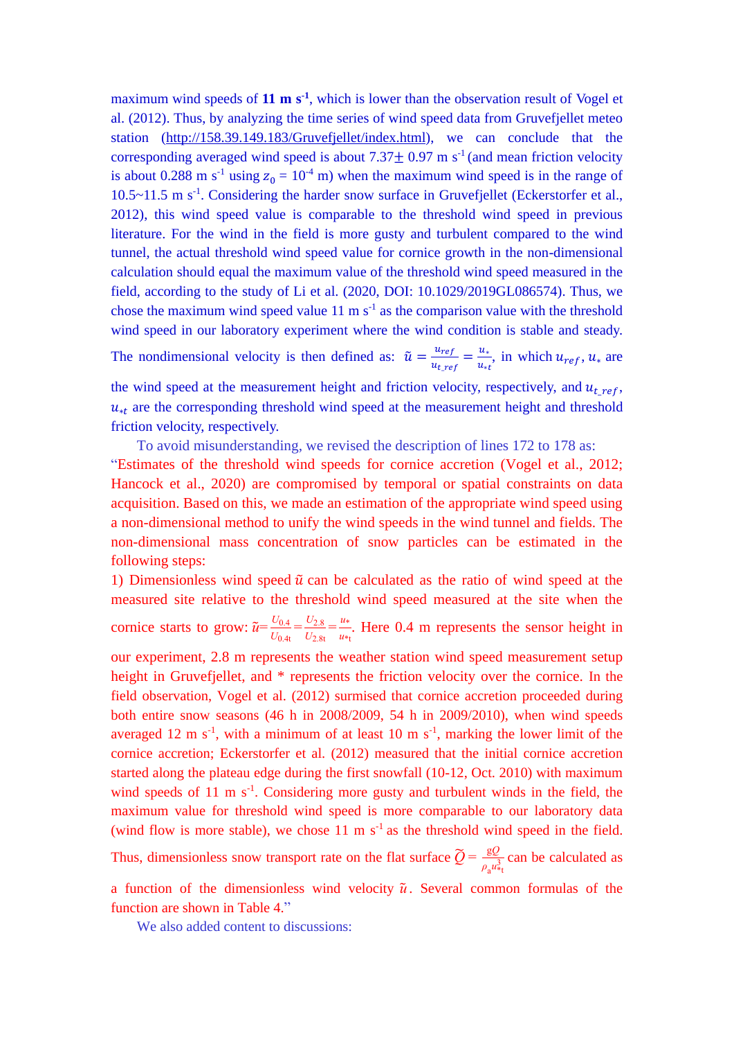maximum wind speeds of **11 m s$^{-1}$**, which is lower than the observation result of Vogel et al. (2012). Thus, by analyzing the time series of wind speed data from Gruvefjellet meteo station (http://158.39.149.183/Gruvefjellet/index.html), we can conclude that the corresponding averaged wind speed is about 7.37$\pm$ 0.97 m s$^{-1}$ (and mean friction velocity is about 0.288 m s$^{-1}$ using $z_0$ = 10$^{-4}$ m) when the maximum wind speed is in the range of 10.5~11.5 m s$^{-1}$. Considering the harder snow surface in Gruvefjellet (Eckerstorfer et al., 2012), this wind speed value is comparable to the threshold wind speed in previous literature. For the wind in the field is more gusty and turbulent compared to the wind tunnel, the actual threshold wind speed value for cornice growth in the non-dimensional calculation should equal the maximum value of the threshold wind speed measured in the field, according to the study of Li et al. (2020, DOI: 10.1029/2019GL086574). Thus, we chose the maximum wind speed value 11 m s$^{-1}$ as the comparison value with the threshold wind speed in our laboratory experiment where the wind condition is stable and steady. The nondimensional velocity is then defined as: $\tilde{u} = \frac{u_{ref}}{u_{t\_ref}} = \frac{u_*}{u_{*t}}$, in which $u_{ref}$, $u_*$ are the wind speed at the measurement height and friction velocity, respectively, and $u_{t\_ref}$, $u_{*t}$ are the corresponding threshold wind speed at the measurement height and threshold friction velocity, respectively.

To avoid misunderstanding, we revised the description of lines 172 to 178 as: "Estimates of the threshold wind speeds for cornice accretion (Vogel et al., 2012; Hancock et al., 2020) are compromised by temporal or spatial constraints on data acquisition. Based on this, we made an estimation of the appropriate wind speed using a non-dimensional method to unify the wind speeds in the wind tunnel and fields. The non-dimensional mass concentration of snow particles can be estimated in the following steps:

1) Dimensionless wind speed $\tilde{u}$ can be calculated as the ratio of wind speed at the measured site relative to the threshold wind speed measured at the site when the cornice starts to grow: $\tilde{u} = \frac{U_{0.4}}{U_{0.4t}} = \frac{U_{2.8}}{U_{2.8t}} = \frac{u_*}{u_{*t}}$. Here 0.4 m represents the sensor height in our experiment, 2.8 m represents the weather station wind speed measurement setup height in Gruvefjellet, and * represents the friction velocity over the cornice. In the field observation, Vogel et al. (2012) surmised that cornice accretion proceeded during both entire snow seasons (46 h in 2008/2009, 54 h in 2009/2010), when wind speeds averaged 12 m s$^{-1}$, with a minimum of at least 10 m s$^{-1}$, marking the lower limit of the cornice accretion; Eckerstorfer et al. (2012) measured that the initial cornice accretion started along the plateau edge during the first snowfall (10-12, Oct. 2010) with maximum wind speeds of 11 m s$^{-1}$. Considering more gusty and turbulent winds in the field, the maximum value for threshold wind speed is more comparable to our laboratory data (wind flow is more stable), we chose 11 m s$^{-1}$ as the threshold wind speed in the field. Thus, dimensionless snow transport rate on the flat surface $\widetilde{Q} = \frac{gQ}{\rho_a u_{*t}^3}$ can be calculated as a function of the dimensionless wind velocity $\tilde{u}$. Several common formulas of the function are shown in Table 4."

We also added content to discussions: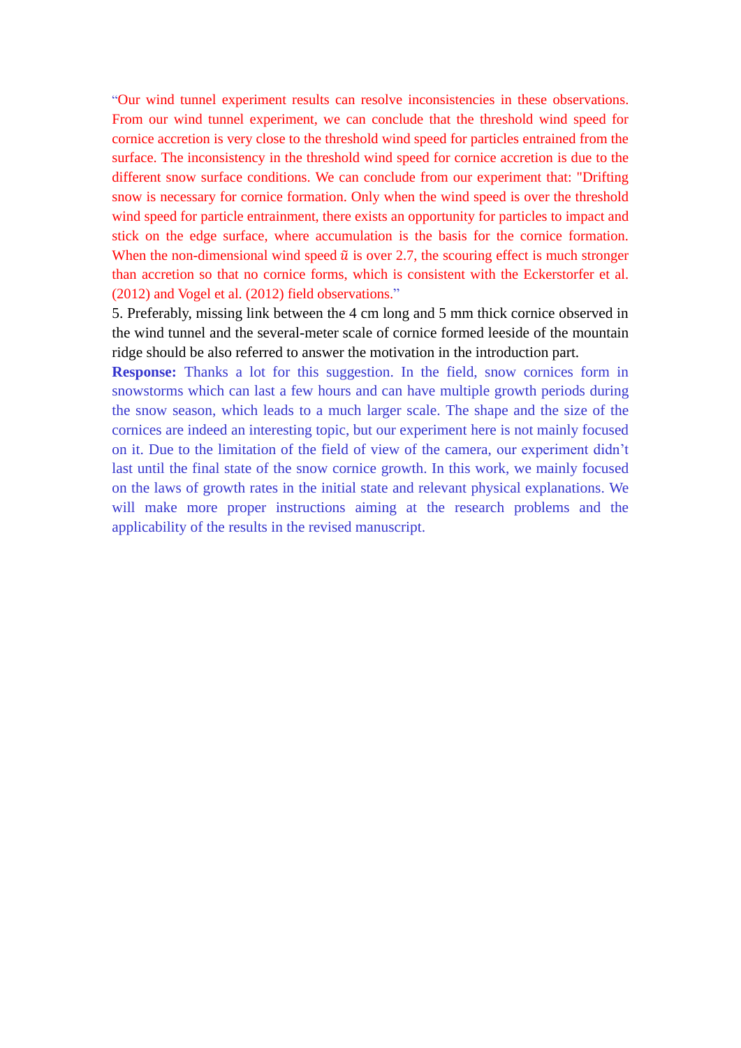"Our wind tunnel experiment results can resolve inconsistencies in these observations. From our wind tunnel experiment, we can conclude that the threshold wind speed for cornice accretion is very close to the threshold wind speed for particles entrained from the surface. The inconsistency in the threshold wind speed for cornice accretion is due to the different snow surface conditions. We can conclude from our experiment that: "Drifting snow is necessary for cornice formation. Only when the wind speed is over the threshold wind speed for particle entrainment, there exists an opportunity for particles to impact and stick on the edge surface, where accumulation is the basis for the cornice formation. When the non-dimensional wind speed $\tilde{u}$ is over 2.7, the scouring effect is much stronger than accretion so that no cornice forms, which is consistent with the Eckerstorfer et al. (2012) and Vogel et al. (2012) field observations."

5. Preferably, missing link between the 4 cm long and 5 mm thick cornice observed in the wind tunnel and the several-meter scale of cornice formed leeside of the mountain ridge should be also referred to answer the motivation in the introduction part.

**Response:** Thanks a lot for this suggestion. In the field, snow cornices form in snowstorms which can last a few hours and can have multiple growth periods during the snow season, which leads to a much larger scale. The shape and the size of the cornices are indeed an interesting topic, but our experiment here is not mainly focused on it. Due to the limitation of the field of view of the camera, our experiment didn't last until the final state of the snow cornice growth. In this work, we mainly focused on the laws of growth rates in the initial state and relevant physical explanations. We will make more proper instructions aiming at the research problems and the applicability of the results in the revised manuscript.